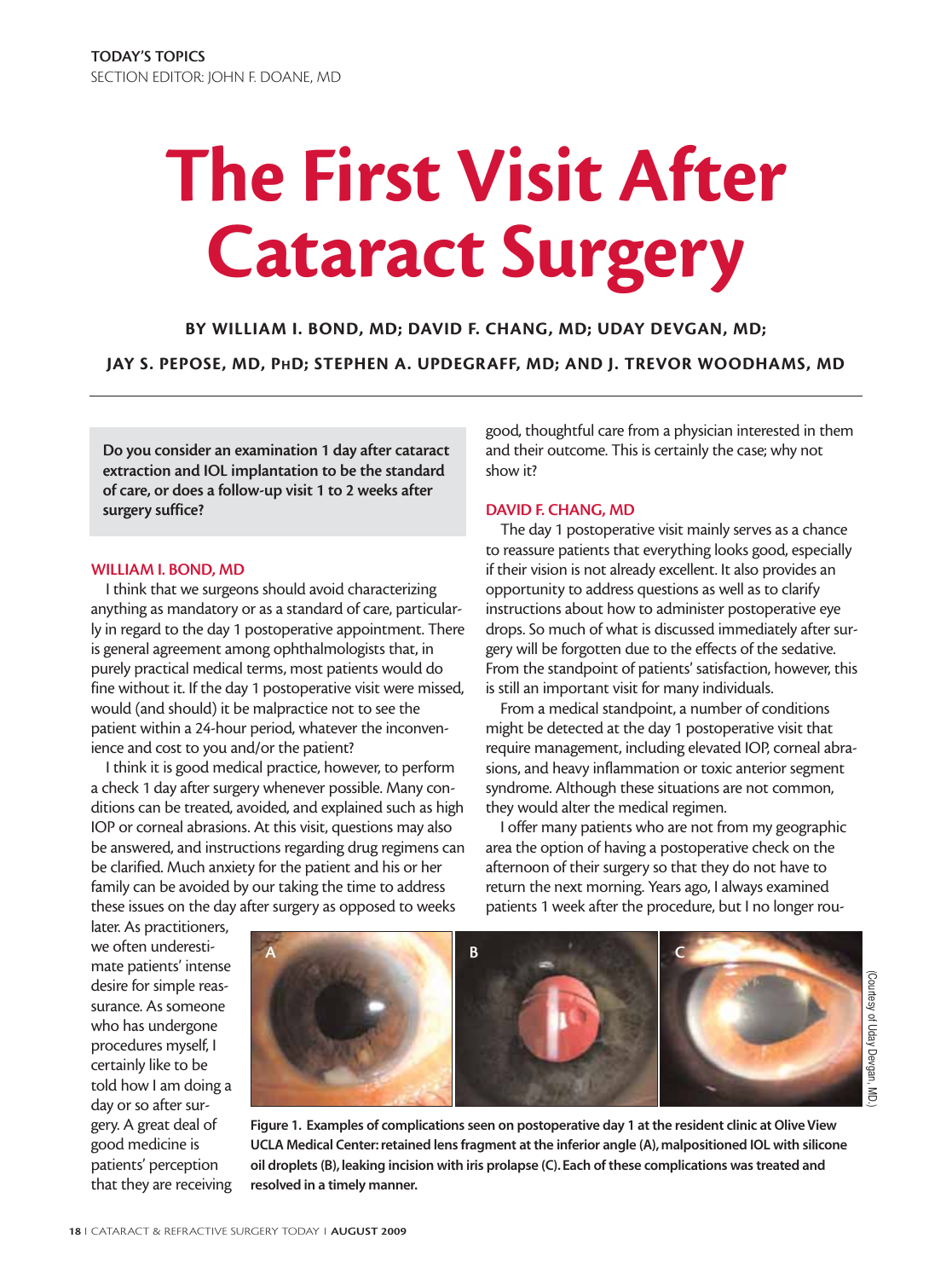TODAY'S TOPICS
SECTION EDITOR: JOHN F. DOANE, MD

# The First Visit After Cataract Surgery

**BY WILLIAM I. BOND, MD; DAVID F. CHANG, MD; UDAY DEVGAN, MD; JAY S. PEPOSE, MD, PhD; STEPHEN A. UPDEGRAFF, MD; AND J. TREVOR WOODHAMS, MD**

---

**Do you consider an examination 1 day after cataract extraction and IOL implantation to be the standard of care, or does a follow-up visit 1 to 2 weeks after surgery suffice?**

## WILLIAM I. BOND, MD

I think that we surgeons should avoid characterizing anything as mandatory or as a standard of care, particularly in regard to the day 1 postoperative appointment. There is general agreement among ophthalmologists that, in purely practical medical terms, most patients would do fine without it. If the day 1 postoperative visit were missed, would (and should) it be malpractice not to see the patient within a 24-hour period, whatever the inconvenience and cost to you and/or the patient?

I think it is good medical practice, however, to perform a check 1 day after surgery whenever possible. Many conditions can be treated, avoided, and explained such as high IOP or corneal abrasions. At this visit, questions may also be answered, and instructions regarding drug regimens can be clarified. Much anxiety for the patient and his or her family can be avoided by our taking the time to address these issues on the day after surgery as opposed to weeks later. As practitioners, we often underestimate patients' intense desire for simple reassurance. As someone who has undergone procedures myself, I certainly like to be told how I am doing a day or so after surgery. A great deal of good medicine is patients' perception that they are receiving good, thoughtful care from a physician interested in them and their outcome. This is certainly the case; why not show it?

## DAVID F. CHANG, MD

The day 1 postoperative visit mainly serves as a chance to reassure patients that everything looks good, especially if their vision is not already excellent. It also provides an opportunity to address questions as well as to clarify instructions about how to administer postoperative eye drops. So much of what is discussed immediately after surgery will be forgotten due to the effects of the sedative. From the standpoint of patients' satisfaction, however, this is still an important visit for many individuals.

From a medical standpoint, a number of conditions might be detected at the day 1 postoperative visit that require management, including elevated IOP, corneal abrasions, and heavy inflammation or toxic anterior segment syndrome. Although these situations are not common, they would alter the medical regimen.

I offer many patients who are not from my geographic area the option of having a postoperative check on the afternoon of their surgery so that they do not have to return the next morning. Years ago, I always examined patients 1 week after the procedure, but I no longer rou-

(Courtesy of Uday Devgan, MD.)

**Figure 1. Examples of complications seen on postoperative day 1 at the resident clinic at Olive View UCLA Medical Center: retained lens fragment at the inferior angle (A), malpositioned IOL with silicone oil droplets (B), leaking incision with iris prolapse (C). Each of these complications was treated and resolved in a timely manner.**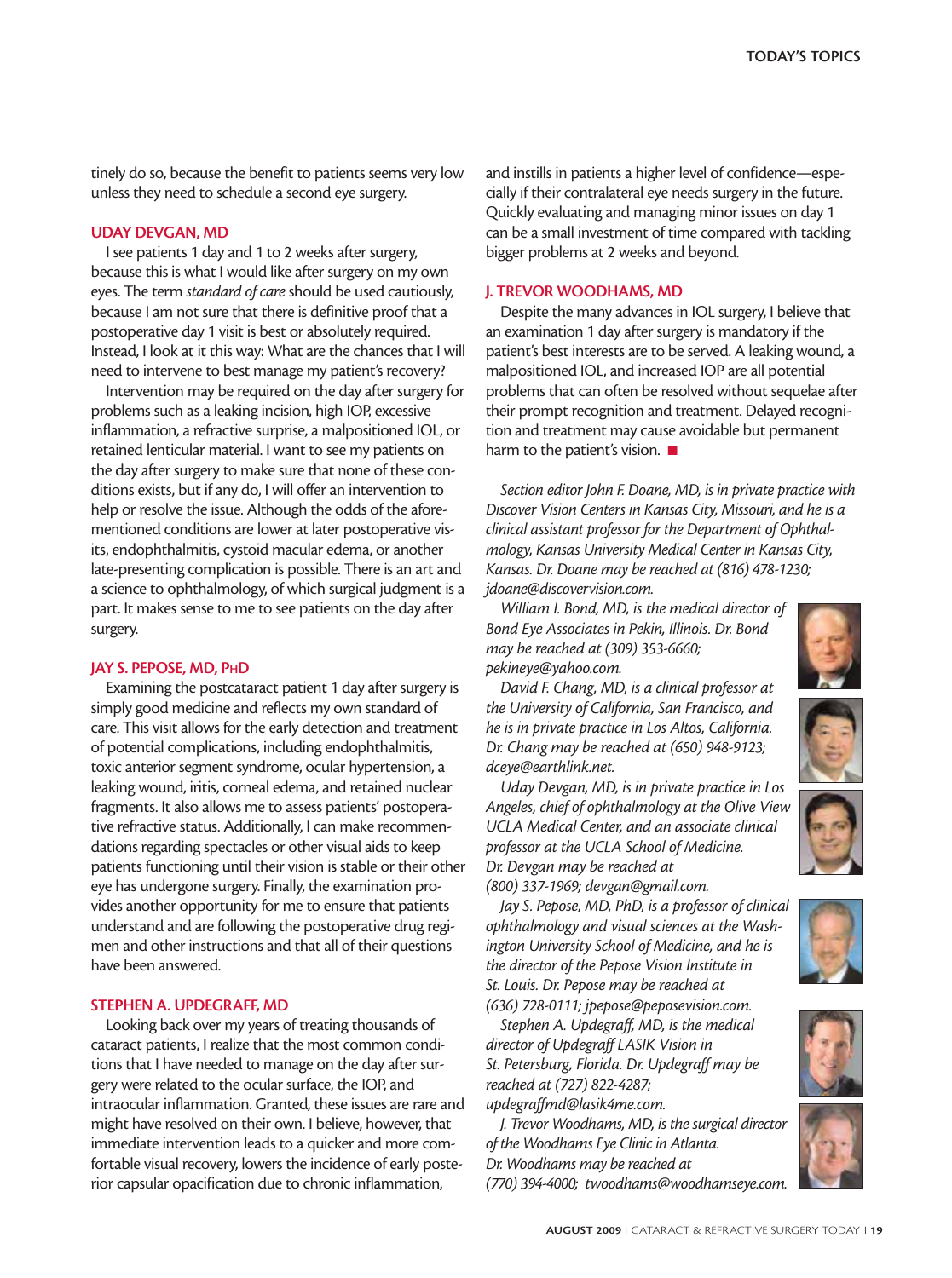tinely do so, because the benefit to patients seems very low unless they need to schedule a second eye surgery.

## UDAY DEVGAN, MD

I see patients 1 day and 1 to 2 weeks after surgery, because this is what I would like after surgery on my own eyes. The term *standard of care* should be used cautiously, because I am not sure that there is definitive proof that a postoperative day 1 visit is best or absolutely required. Instead, I look at it this way: What are the chances that I will need to intervene to best manage my patient's recovery?

Intervention may be required on the day after surgery for problems such as a leaking incision, high IOP, excessive inflammation, a refractive surprise, a malpositioned IOL, or retained lenticular material. I want to see my patients on the day after surgery to make sure that none of these conditions exists, but if any do, I will offer an intervention to help or resolve the issue. Although the odds of the aforementioned conditions are lower at later postoperative visits, endophthalmitis, cystoid macular edema, or another late-presenting complication is possible. There is an art and a science to ophthalmology, of which surgical judgment is a part. It makes sense to me to see patients on the day after surgery.

## JAY S. PEPOSE, MD, PHD

Examining the postcataract patient 1 day after surgery is simply good medicine and reflects my own standard of care. This visit allows for the early detection and treatment of potential complications, including endophthalmitis, toxic anterior segment syndrome, ocular hypertension, a leaking wound, iritis, corneal edema, and retained nuclear fragments. It also allows me to assess patients' postoperative refractive status. Additionally, I can make recommendations regarding spectacles or other visual aids to keep patients functioning until their vision is stable or their other eye has undergone surgery. Finally, the examination provides another opportunity for me to ensure that patients understand and are following the postoperative drug regimen and other instructions and that all of their questions have been answered.

## STEPHEN A. UPDEGRAFF, MD

Looking back over my years of treating thousands of cataract patients, I realize that the most common conditions that I have needed to manage on the day after surgery were related to the ocular surface, the IOP, and intraocular inflammation. Granted, these issues are rare and might have resolved on their own. I believe, however, that immediate intervention leads to a quicker and more comfortable visual recovery, lowers the incidence of early posterior capsular opacification due to chronic inflammation, and instills in patients a higher level of confidence—especially if their contralateral eye needs surgery in the future. Quickly evaluating and managing minor issues on day 1 can be a small investment of time compared with tackling bigger problems at 2 weeks and beyond.

## J. TREVOR WOODHAMS, MD

Despite the many advances in IOL surgery, I believe that an examination 1 day after surgery is mandatory if the patient's best interests are to be served. A leaking wound, a malpositioned IOL, and increased IOP are all potential problems that can often be resolved without sequelae after their prompt recognition and treatment. Delayed recognition and treatment may cause avoidable but permanent harm to the patient's vision. ■

*Section editor John F. Doane, MD, is in private practice with Discover Vision Centers in Kansas City, Missouri, and he is a clinical assistant professor for the Department of Ophthalmology, Kansas University Medical Center in Kansas City, Kansas. Dr. Doane may be reached at (816) 478-1230; jdoane@discovervision.com.*

*William I. Bond, MD, is the medical director of Bond Eye Associates in Pekin, Illinois. Dr. Bond may be reached at (309) 353-6660; pekineye@yahoo.com.*

*David F. Chang, MD, is a clinical professor at the University of California, San Francisco, and he is in private practice in Los Altos, California. Dr. Chang may be reached at (650) 948-9123; dceye@earthlink.net.*

*Uday Devgan, MD, is in private practice in Los Angeles, chief of ophthalmology at the Olive View UCLA Medical Center, and an associate clinical professor at the UCLA School of Medicine. Dr. Devgan may be reached at (800) 337-1969; devgan@gmail.com.*

*Jay S. Pepose, MD, PhD, is a professor of clinical ophthalmology and visual sciences at the Washington University School of Medicine, and he is the director of the Pepose Vision Institute in St. Louis. Dr. Pepose may be reached at (636) 728-0111; jpepose@peposevision.com.*

*Stephen A. Updegraff, MD, is the medical director of Updegraff LASIK Vision in St. Petersburg, Florida. Dr. Updegraff may be reached at (727) 822-4287; updegraffmd@lasik4me.com.*

*J. Trevor Woodhams, MD, is the surgical director of the Woodhams Eye Clinic in Atlanta. Dr. Woodhams may be reached at (770) 394-4000; twoodhams@woodhamseye.com.*